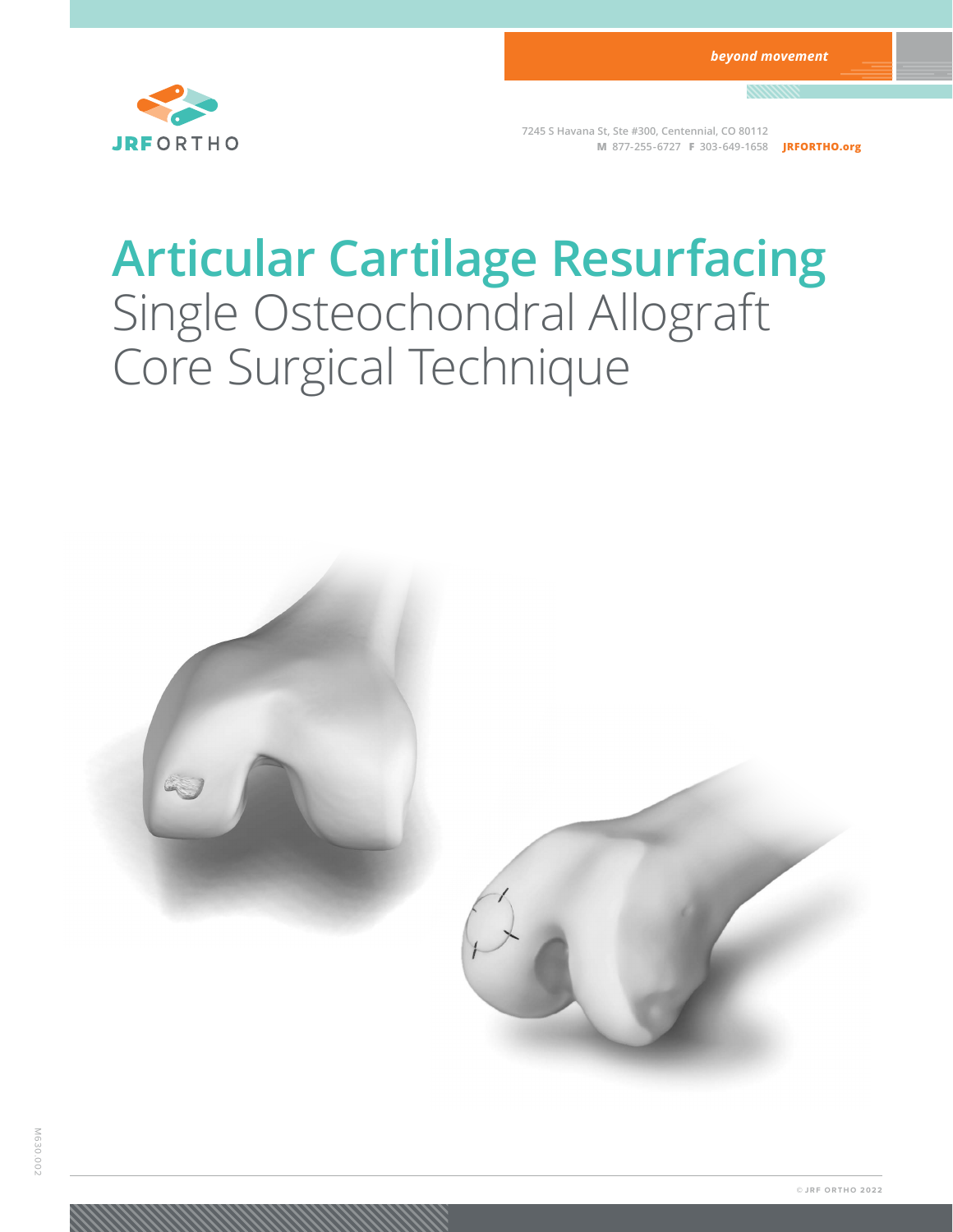*beyond movement*

JRFORTHO

7245 S Havana St, Ste #300, Centennial, CO 80112
**M** 877-255-6727 **F** 303-649-1658 **JRFORTHO.org**

# Articular Cartilage Resurfacing
## Single Osteochondral Allograft Core Surgical Technique

M630.002

© JRF ORTHO 2022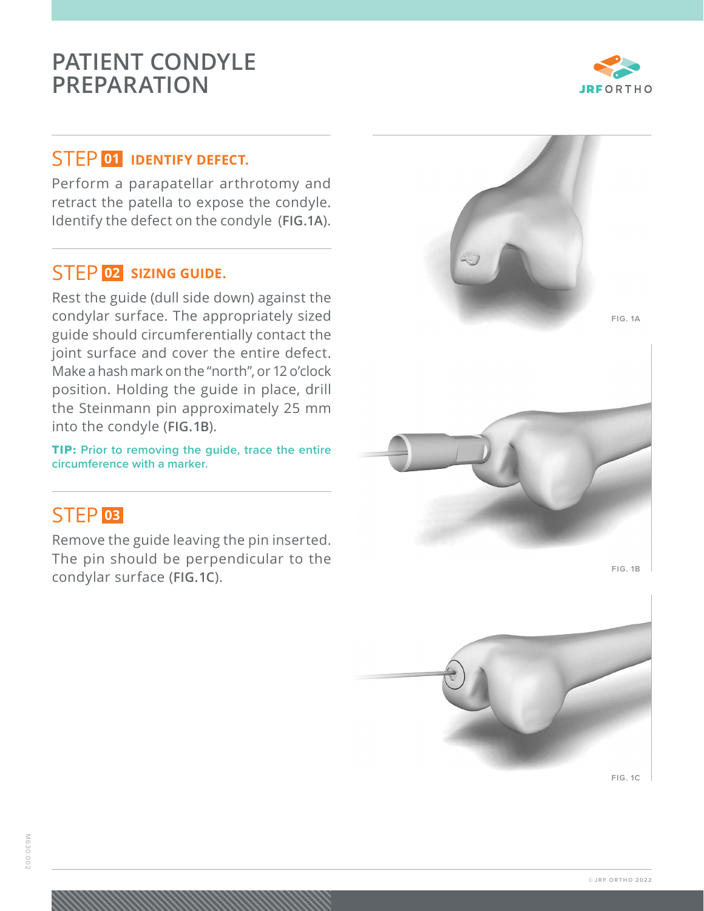# PATIENT CONDYLE PREPARATION

## STEP 01 IDENTIFY DEFECT.

Perform a parapatellar arthrotomy and retract the patella to expose the condyle. Identify the defect on the condyle (**FIG.1A**).

## STEP 02 SIZING GUIDE.

Rest the guide (dull side down) against the condylar surface. The appropriately sized guide should circumferentially contact the joint surface and cover the entire defect. Make a hash mark on the "north", or 12 o'clock position. Holding the guide in place, drill the Steinmann pin approximately 25 mm into the condyle (**FIG.1B**).

**TIP:** Prior to removing the guide, trace the entire circumference with a marker.

## STEP 03

Remove the guide leaving the pin inserted. The pin should be perpendicular to the condylar surface (**FIG.1C**).

FIG. 1A

FIG. 1B

FIG. 1C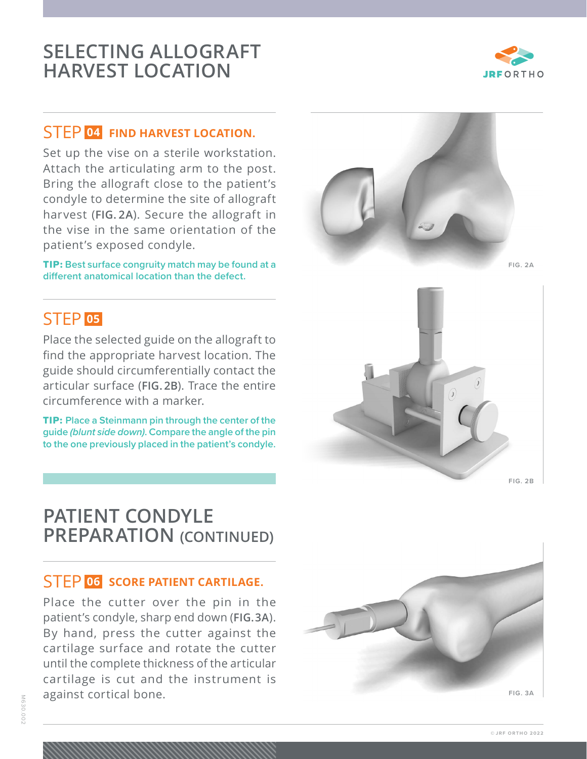# SELECTING ALLOGRAFT HARVEST LOCATION

## STEP 04 FIND HARVEST LOCATION.

Set up the vise on a sterile workstation. Attach the articulating arm to the post. Bring the allograft close to the patient's condyle to determine the site of allograft harvest (**FIG. 2A**). Secure the allograft in the vise in the same orientation of the patient's exposed condyle.

**TIP:** Best surface congruity match may be found at a different anatomical location than the defect.

FIG. 2A

## STEP 05

Place the selected guide on the allograft to find the appropriate harvest location. The guide should circumferentially contact the articular surface (**FIG. 2B**). Trace the entire circumference with a marker.

**TIP:** Place a Steinmann pin through the center of the guide *(blunt side down)*. Compare the angle of the pin to the one previously placed in the patient's condyle.

FIG. 2B

# PATIENT CONDYLE PREPARATION (CONTINUED)

## STEP 06 SCORE PATIENT CARTILAGE.

Place the cutter over the pin in the patient's condyle, sharp end down (**FIG. 3A**). By hand, press the cutter against the cartilage surface and rotate the cutter until the complete thickness of the articular cartilage is cut and the instrument is against cortical bone.

FIG. 3A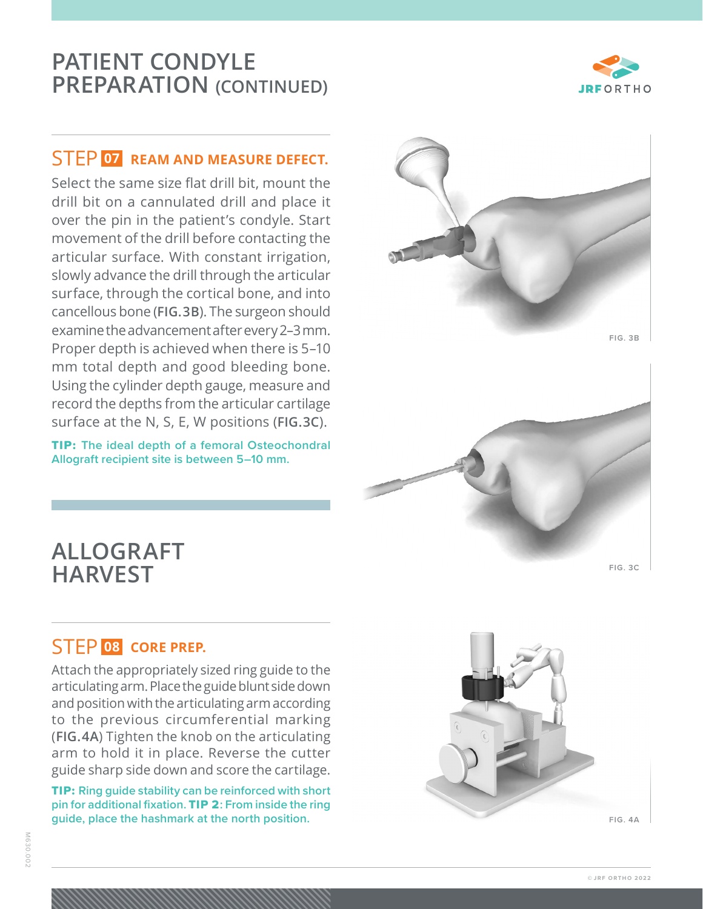# PATIENT CONDYLE PREPARATION (CONTINUED)

## STEP 07 REAM AND MEASURE DEFECT.

Select the same size flat drill bit, mount the drill bit on a cannulated drill and place it over the pin in the patient's condyle. Start movement of the drill before contacting the articular surface. With constant irrigation, slowly advance the drill through the articular surface, through the cortical bone, and into cancellous bone (**FIG.3B**). The surgeon should examine the advancement after every 2–3 mm. Proper depth is achieved when there is 5–10 mm total depth and good bleeding bone. Using the cylinder depth gauge, measure and record the depths from the articular cartilage surface at the N, S, E, W positions (**FIG.3C**).

**TIP:** The ideal depth of a femoral Osteochondral Allograft recipient site is between 5–10 mm.

FIG. 3B

FIG. 3C

# ALLOGRAFT HARVEST

## STEP 08 CORE PREP.

Attach the appropriately sized ring guide to the articulating arm. Place the guide blunt side down and position with the articulating arm according to the previous circumferential marking (**FIG.4A**) Tighten the knob on the articulating arm to hold it in place. Reverse the cutter guide sharp side down and score the cartilage.

**TIP:** Ring guide stability can be reinforced with short pin for additional fixation. **TIP 2**: From inside the ring guide, place the hashmark at the north position.

FIG. 4A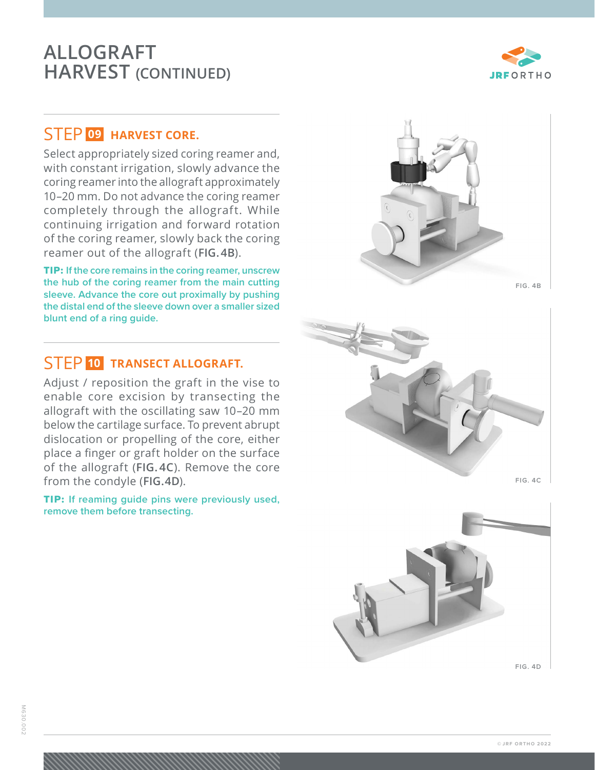# ALLOGRAFT HARVEST (CONTINUED)

## STEP 09 HARVEST CORE.

Select appropriately sized coring reamer and, with constant irrigation, slowly advance the coring reamer into the allograft approximately 10–20 mm. Do not advance the coring reamer completely through the allograft. While continuing irrigation and forward rotation of the coring reamer, slowly back the coring reamer out of the allograft (**FIG. 4B**).

**TIP:** If the core remains in the coring reamer, unscrew the hub of the coring reamer from the main cutting sleeve. Advance the core out proximally by pushing the distal end of the sleeve down over a smaller sized blunt end of a ring guide.

## STEP 10 TRANSECT ALLOGRAFT.

Adjust / reposition the graft in the vise to enable core excision by transecting the allograft with the oscillating saw 10–20 mm below the cartilage surface. To prevent abrupt dislocation or propelling of the core, either place a finger or graft holder on the surface of the allograft (**FIG. 4C**). Remove the core from the condyle (**FIG. 4D**).

**TIP:** If reaming guide pins were previously used, remove them before transecting.

FIG. 4B

FIG. 4C

FIG. 4D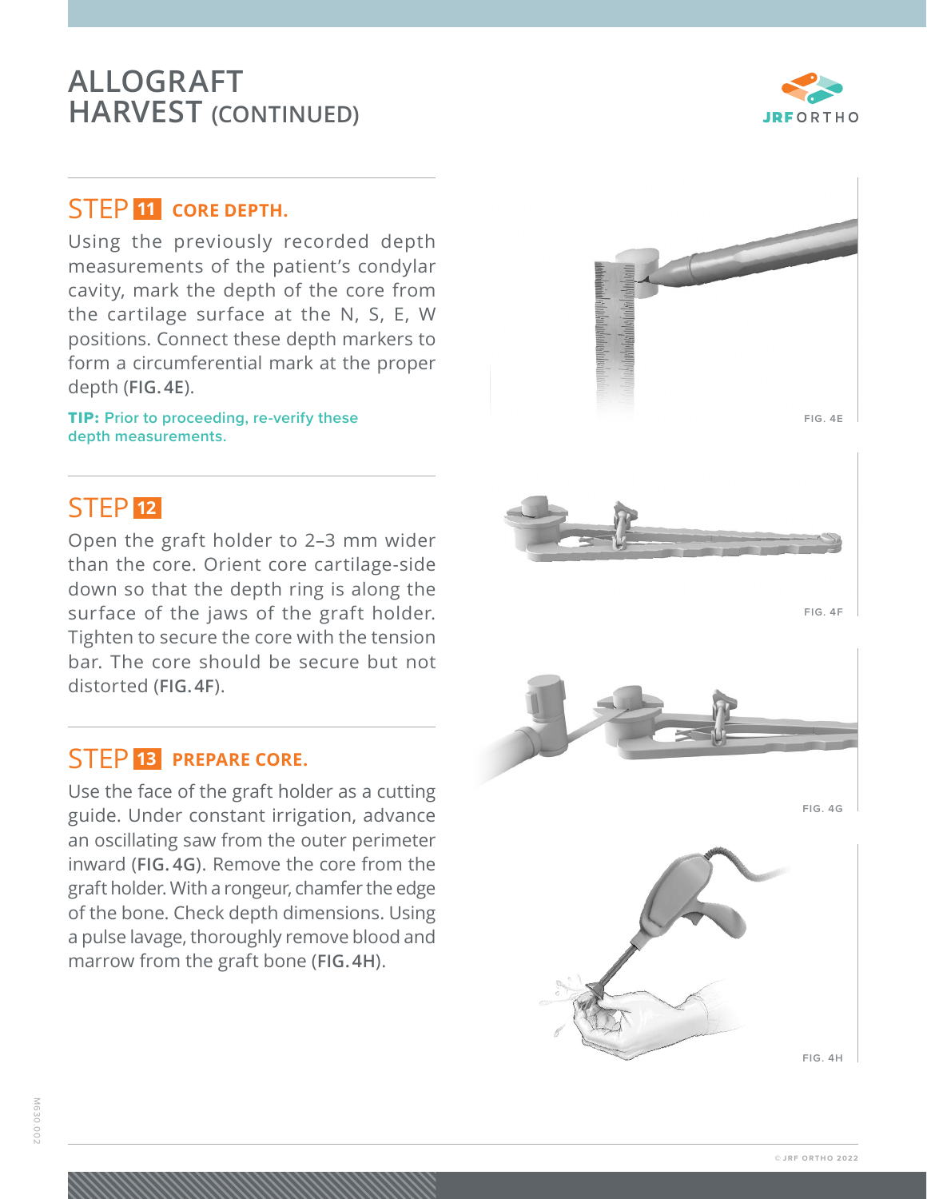# ALLOGRAFT HARVEST (CONTINUED)

## STEP 11 CORE DEPTH.

Using the previously recorded depth measurements of the patient's condylar cavity, mark the depth of the core from the cartilage surface at the N, S, E, W positions. Connect these depth markers to form a circumferential mark at the proper depth (**FIG. 4E**).

**TIP:** Prior to proceeding, re-verify these depth measurements.

## STEP 12

Open the graft holder to 2–3 mm wider than the core. Orient core cartilage-side down so that the depth ring is along the surface of the jaws of the graft holder. Tighten to secure the core with the tension bar. The core should be secure but not distorted (**FIG. 4F**).

## STEP 13 PREPARE CORE.

Use the face of the graft holder as a cutting guide. Under constant irrigation, advance an oscillating saw from the outer perimeter inward (**FIG. 4G**). Remove the core from the graft holder. With a rongeur, chamfer the edge of the bone. Check depth dimensions. Using a pulse lavage, thoroughly remove blood and marrow from the graft bone (**FIG. 4H**).

FIG. 4E

FIG. 4F

FIG. 4G

FIG. 4H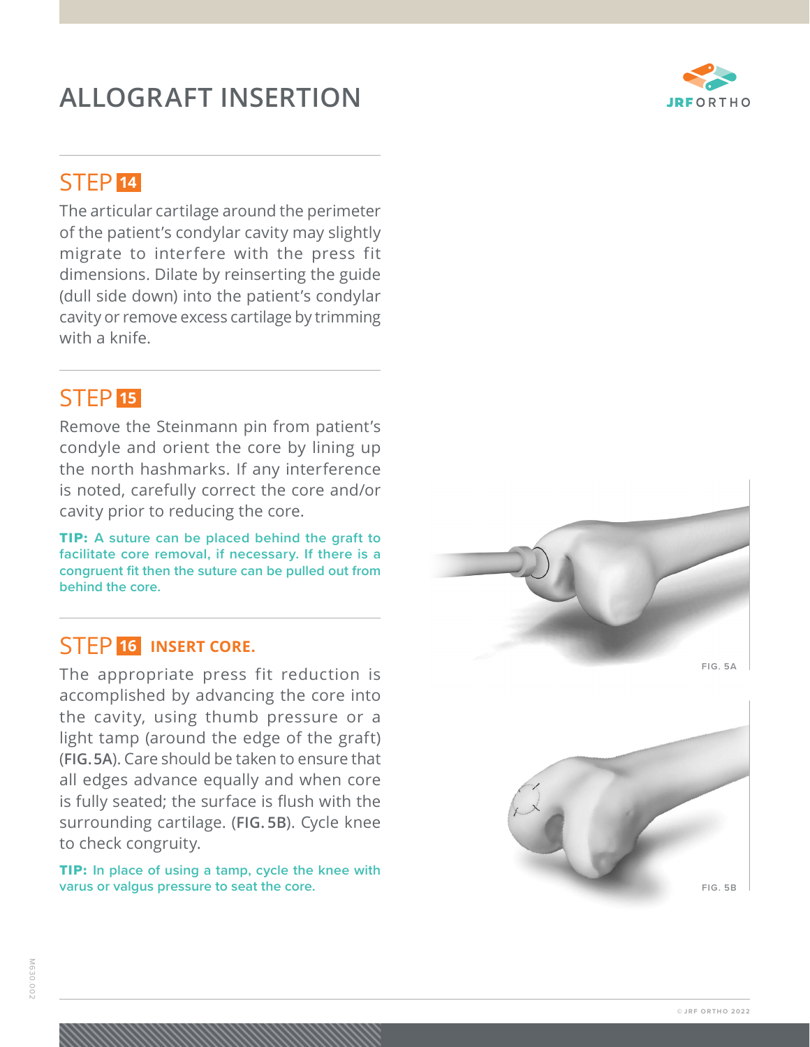# ALLOGRAFT INSERTION

## STEP 14

The articular cartilage around the perimeter of the patient's condylar cavity may slightly migrate to interfere with the press fit dimensions. Dilate by reinserting the guide (dull side down) into the patient's condylar cavity or remove excess cartilage by trimming with a knife.

## STEP 15

Remove the Steinmann pin from patient's condyle and orient the core by lining up the north hashmarks. If any interference is noted, carefully correct the core and/or cavity prior to reducing the core.

**TIP:** A suture can be placed behind the graft to facilitate core removal, if necessary. If there is a congruent fit then the suture can be pulled out from behind the core.

## STEP 16 INSERT CORE.

The appropriate press fit reduction is accomplished by advancing the core into the cavity, using thumb pressure or a light tamp (around the edge of the graft) (**FIG. 5A**). Care should be taken to ensure that all edges advance equally and when core is fully seated; the surface is flush with the surrounding cartilage. (**FIG. 5B**). Cycle knee to check congruity.

**TIP:** In place of using a tamp, cycle the knee with varus or valgus pressure to seat the core.

FIG. 5A

FIG. 5B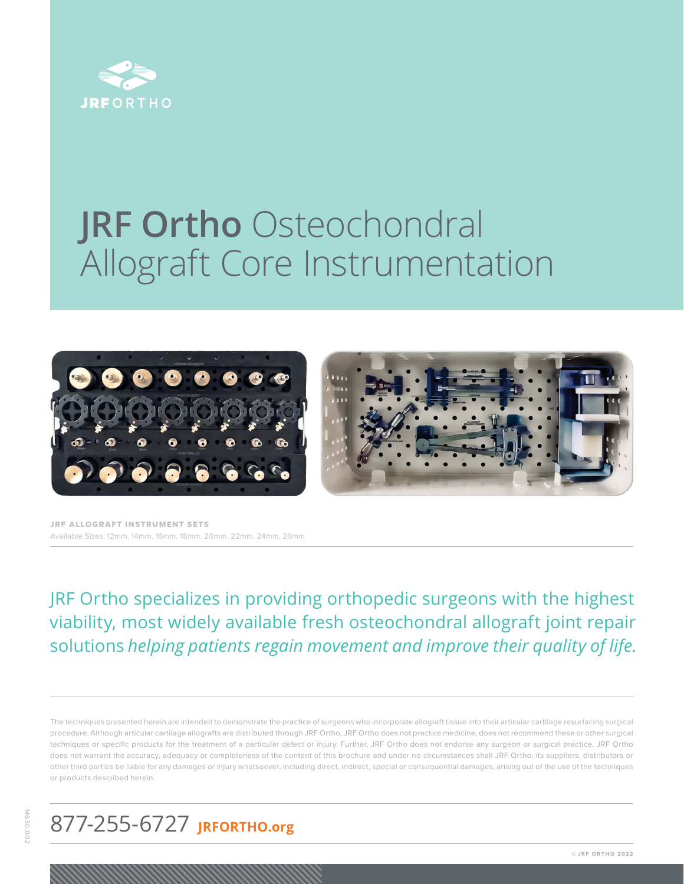JRFORTHO

# **JRF Ortho** Osteochondral Allograft Core Instrumentation

**JRF ALLOGRAFT INSTRUMENT SETS**

Available Sizes: 12mm, 14mm, 16mm, 18mm, 20mm, 22mm, 24mm, 26mm

JRF Ortho specializes in providing orthopedic surgeons with the highest viability, most widely available fresh osteochondral allograft joint repair solutions *helping patients regain movement and improve their quality of life.*

The techniques presented herein are intended to demonstrate the practice of surgeons who incorporate allograft tissue into their articular cartilage resurfacing surgical procedure. Although articular cartilage allografts are distributed through JRF Ortho, JRF Ortho does not practice medicine, does not recommend these or other surgical techniques or specific products for the treatment of a particular defect or injury. Further, JRF Ortho does not endorse any surgeon or surgical practice. JRF Ortho does not warrant the accuracy, adequacy or completeness of the content of this brochure and under no circumstances shall JRF Ortho, its suppliers, distributors or other third parties be liable for any damages or injury whatsoever, including direct, indirect, special or consequential damages, arising out of the use of the techniques or products described herein.

877-255-6727 **JRFORTHO.org**

M630.002

© JRF ORTHO 2022